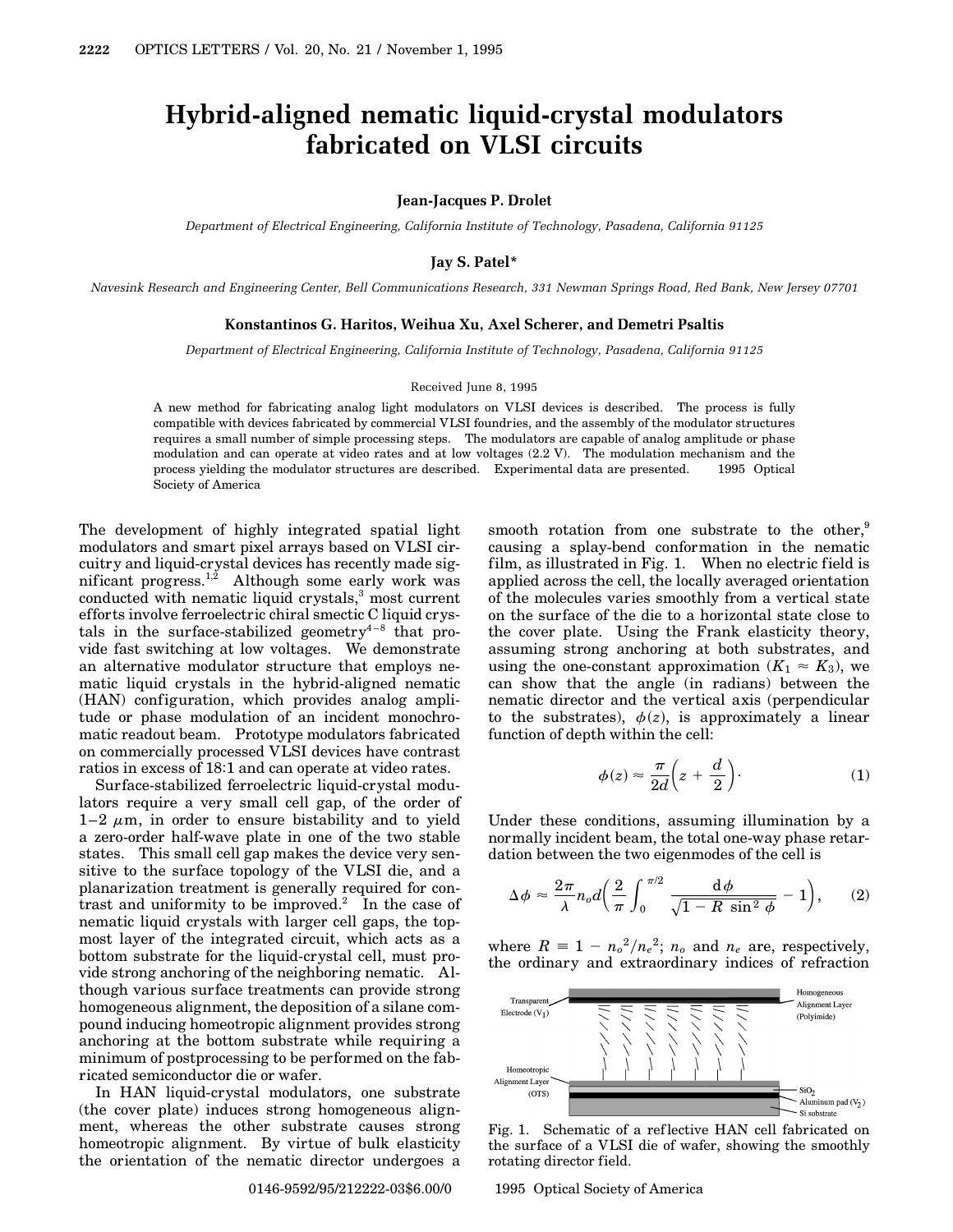# Hybrid-aligned nematic liquid-crystal modulators fabricated on VLSI circuits

**Jean-Jacques P. Drolet**

*Department of Electrical Engineering, California Institute of Technology, Pasadena, California 91125*

**Jay S. Patel***

*Navesink Research and Engineering Center, Bell Communications Research, 331 Newman Springs Road, Red Bank, New Jersey 07701*

**Konstantinos G. Haritos, Weihua Xu, Axel Scherer, and Demetri Psaltis**

*Department of Electrical Engineering, California Institute of Technology, Pasadena, California 91125*

Received June 8, 1995

A new method for fabricating analog light modulators on VLSI devices is described. The process is fully compatible with devices fabricated by commercial VLSI foundries, and the assembly of the modulator structures requires a small number of simple processing steps. The modulators are capable of analog amplitude or phase modulation and can operate at video rates and at low voltages (2.2 V). The modulation mechanism and the process yielding the modulator structures are described. Experimental data are presented. © 1995 Optical Society of America

The development of highly integrated spatial light modulators and smart pixel arrays based on VLSI circuitry and liquid-crystal devices has recently made significant progress.[1,2] Although some early work was conducted with nematic liquid crystals,[3] most current efforts involve ferroelectric chiral smectic C liquid crystals in the surface-stabilized geometry[4–8] that provide fast switching at low voltages. We demonstrate an alternative modulator structure that employs nematic liquid crystals in the hybrid-aligned nematic (HAN) configuration, which provides analog amplitude or phase modulation of an incident monochromatic readout beam. Prototype modulators fabricated on commercially processed VLSI devices have contrast ratios in excess of 18:1 and can operate at video rates.

Surface-stabilized ferroelectric liquid-crystal modulators require a very small cell gap, of the order of 1–2 $\mu$m, in order to ensure bistability and to yield a zero-order half-wave plate in one of the two stable states. This small cell gap makes the device very sensitive to the surface topology of the VLSI die, and a planarization treatment is generally required for contrast and uniformity to be improved.[2] In the case of nematic liquid crystals with larger cell gaps, the topmost layer of the integrated circuit, which acts as a bottom substrate for the liquid-crystal cell, must provide strong anchoring of the neighboring nematic. Although various surface treatments can provide strong homogeneous alignment, the deposition of a silane compound inducing homeotropic alignment provides strong anchoring at the bottom substrate while requiring a minimum of postprocessing to be performed on the fabricated semiconductor die or wafer.

In HAN liquid-crystal modulators, one substrate (the cover plate) induces strong homogeneous alignment, whereas the other substrate causes strong homeotropic alignment. By virtue of bulk elasticity the orientation of the nematic director undergoes a smooth rotation from one substrate to the other,[9] causing a splay-bend conformation in the nematic film, as illustrated in Fig. 1. When no electric field is applied across the cell, the locally averaged orientation of the molecules varies smoothly from a vertical state on the surface of the die to a horizontal state close to the cover plate. Using the Frank elasticity theory, assuming strong anchoring at both substrates, and using the one-constant approximation ($K_1 \approx K_3$), we can show that the angle (in radians) between the nematic director and the vertical axis (perpendicular to the substrates), $\phi(z)$, is approximately a linear function of depth within the cell:

$$\phi(z) \approx \frac{\pi}{2d}\left(z + \frac{d}{2}\right). \tag{1}$$

Under these conditions, assuming illumination by a normally incident beam, the total one-way phase retardation between the two eigenmodes of the cell is

$$\Delta\phi \approx \frac{2\pi}{\lambda} n_o d\left(\frac{2}{\pi}\int_0^{\pi/2} \frac{\mathrm{d}\phi}{\sqrt{1 - R\,\sin^2\phi}} - 1\right), \tag{2}$$

where $R \equiv 1 - n_o^2/n_e^2$; $n_o$ and $n_e$ are, respectively, the ordinary and extraordinary indices of refraction

Fig. 1. Schematic of a reflective HAN cell fabricated on the surface of a VLSI die of wafer, showing the smoothly rotating director field.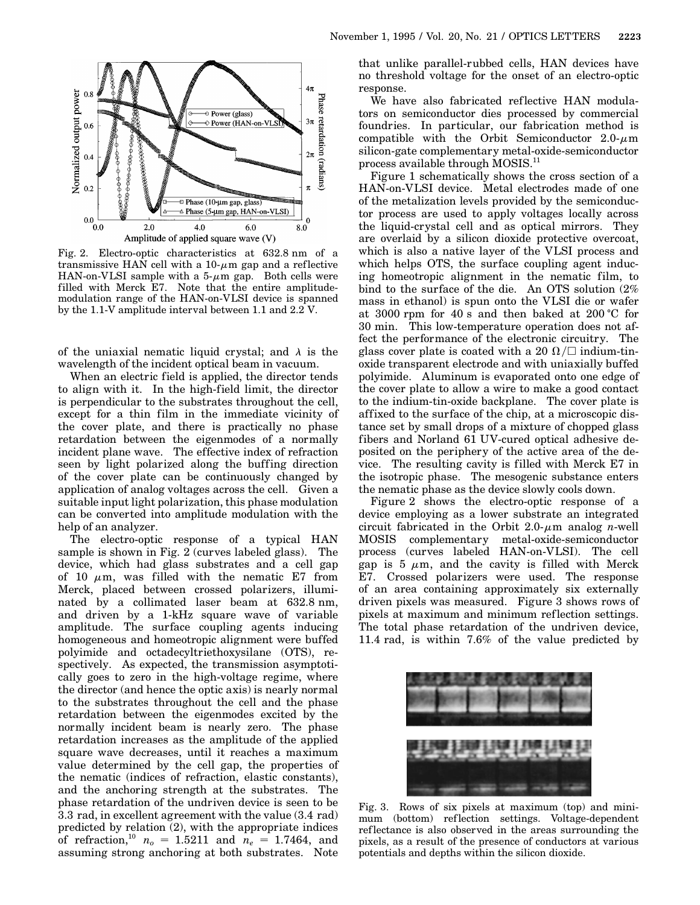Fig. 2. Electro-optic characteristics at 632.8 nm of a transmissive HAN cell with a 10-$\mu$m gap and a reflective HAN-on-VLSI sample with a 5-$\mu$m gap. Both cells were filled with Merck E7. Note that the entire amplitude-modulation range of the HAN-on-VLSI device is spanned by the 1.1-V amplitude interval between 1.1 and 2.2 V.

of the uniaxial nematic liquid crystal; and $\lambda$ is the wavelength of the incident optical beam in vacuum.

When an electric field is applied, the director tends to align with it. In the high-field limit, the director is perpendicular to the substrates throughout the cell, except for a thin film in the immediate vicinity of the cover plate, and there is practically no phase retardation between the eigenmodes of a normally incident plane wave. The effective index of refraction seen by light polarized along the buffing direction of the cover plate can be continuously changed by application of analog voltages across the cell. Given a suitable input light polarization, this phase modulation can be converted into amplitude modulation with the help of an analyzer.

The electro-optic response of a typical HAN sample is shown in Fig. 2 (curves labeled glass). The device, which had glass substrates and a cell gap of 10 $\mu$m, was filled with the nematic E7 from Merck, placed between crossed polarizers, illuminated by a collimated laser beam at 632.8 nm, and driven by a 1-kHz square wave of variable amplitude. The surface coupling agents inducing homogeneous and homeotropic alignment were buffed polyimide and octadecyltriethoxysilane (OTS), respectively. As expected, the transmission asymptotically goes to zero in the high-voltage regime, where the director (and hence the optic axis) is nearly normal to the substrates throughout the cell and the phase retardation between the eigenmodes excited by the normally incident beam is nearly zero. The phase retardation increases as the amplitude of the applied square wave decreases, until it reaches a maximum value determined by the cell gap, the properties of the nematic (indices of refraction, elastic constants), and the anchoring strength at the substrates. The phase retardation of the undriven device is seen to be 3.3 rad, in excellent agreement with the value (3.4 rad) predicted by relation (2), with the appropriate indices of refraction,[10] $n_o = 1.5211$ and $n_e = 1.7464$, and assuming strong anchoring at both substrates. Note that unlike parallel-rubbed cells, HAN devices have no threshold voltage for the onset of an electro-optic response.

We have also fabricated reflective HAN modulators on semiconductor dies processed by commercial foundries. In particular, our fabrication method is compatible with the Orbit Semiconductor 2.0-$\mu$m silicon-gate complementary metal-oxide-semiconductor process available through MOSIS.[11]

Figure 1 schematically shows the cross section of a HAN-on-VLSI device. Metal electrodes made of one of the metalization levels provided by the semiconductor process are used to apply voltages locally across the liquid-crystal cell and as optical mirrors. They are overlaid by a silicon dioxide protective overcoat, which is also a native layer of the VLSI process and which helps OTS, the surface coupling agent inducing homeotropic alignment in the nematic film, to bind to the surface of the die. An OTS solution (2% mass in ethanol) is spun onto the VLSI die or wafer at 3000 rpm for 40 s and then baked at 200 °C for 30 min. This low-temperature operation does not affect the performance of the electronic circuitry. The glass cover plate is coated with a 20 $\Omega/\square$ indium-tin-oxide transparent electrode and with uniaxially buffed polyimide. Aluminum is evaporated onto one edge of the cover plate to allow a wire to make a good contact to the indium-tin-oxide backplane. The cover plate is affixed to the surface of the chip, at a microscopic distance set by small drops of a mixture of chopped glass fibers and Norland 61 UV-cured optical adhesive deposited on the periphery of the active area of the device. The resulting cavity is filled with Merck E7 in the isotropic phase. The mesogenic substance enters the nematic phase as the device slowly cools down.

Figure 2 shows the electro-optic response of a device employing as a lower substrate an integrated circuit fabricated in the Orbit 2.0-$\mu$m analog $n$-well MOSIS complementary metal-oxide-semiconductor process (curves labeled HAN-on-VLSI). The cell gap is 5 $\mu$m, and the cavity is filled with Merck E7. Crossed polarizers were used. The response of an area containing approximately six externally driven pixels was measured. Figure 3 shows rows of pixels at maximum and minimum reflection settings. The total phase retardation of the undriven device, 11.4 rad, is within 7.6% of the value predicted by

Fig. 3. Rows of six pixels at maximum (top) and minimum (bottom) reflection settings. Voltage-dependent reflectance is also observed in the areas surrounding the pixels, as a result of the presence of conductors at various potentials and depths within the silicon dioxide.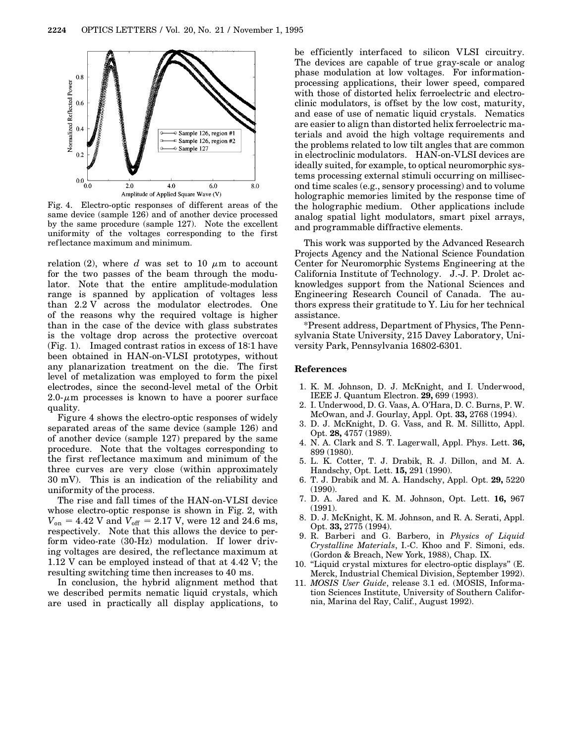Normalized Reflected Power

0.0
0.2
0.4
0.6
0.8

0.0
2.0
4.0
6.0
8.0

Amplitude of Applied Square Wave (V)

Sample 126, region #1
Sample 126, region #2
Sample 127

Fig. 4. Electro-optic responses of different areas of the same device (sample 126) and of another device processed by the same procedure (sample 127). Note the excellent uniformity of the voltages corresponding to the first reflectance maximum and minimum.

relation (2), where $d$ was set to 10 $\mu$m to account for the two passes of the beam through the modulator. Note that the entire amplitude-modulation range is spanned by application of voltages less than 2.2 V across the modulator electrodes. One of the reasons why the required voltage is higher than in the case of the device with glass substrates is the voltage drop across the protective overcoat (Fig. 1). Imaged contrast ratios in excess of 18:1 have been obtained in HAN-on-VLSI prototypes, without any planarization treatment on the die. The first level of metalization was employed to form the pixel electrodes, since the second-level metal of the Orbit 2.0-$\mu$m processes is known to have a poorer surface quality.

Figure 4 shows the electro-optic responses of widely separated areas of the same device (sample 126) and of another device (sample 127) prepared by the same procedure. Note that the voltages corresponding to the first reflectance maximum and minimum of the three curves are very close (within approximately 30 mV). This is an indication of the reliability and uniformity of the process.

The rise and fall times of the HAN-on-VLSI device whose electro-optic response is shown in Fig. 2, with $V_{\text{on}} = 4.42$ V and $V_{\text{off}} = 2.17$ V, were 12 and 24.6 ms, respectively. Note that this allows the device to perform video-rate (30-Hz) modulation. If lower driving voltages are desired, the reflectance maximum at 1.12 V can be employed instead of that at 4.42 V; the resulting switching time then increases to 40 ms.

In conclusion, the hybrid alignment method that we described permits nematic liquid crystals, which are used in practically all display applications, to be efficiently interfaced to silicon VLSI circuitry. The devices are capable of true gray-scale or analog phase modulation at low voltages. For information-processing applications, their lower speed, compared with those of distorted helix ferroelectric and electroclinic modulators, is offset by the low cost, maturity, and ease of use of nematic liquid crystals. Nematics are easier to align than distorted helix ferroelectric materials and avoid the high voltage requirements and the problems related to low tilt angles that are common in electroclinic modulators. HAN-on-VLSI devices are ideally suited, for example, to optical neuromorphic systems processing external stimuli occurring on millisecond time scales (e.g., sensory processing) and to volume holographic memories limited by the response time of the holographic medium. Other applications include analog spatial light modulators, smart pixel arrays, and programmable diffractive elements.

This work was supported by the Advanced Research Projects Agency and the National Science Foundation Center for Neuromorphic Systems Engineering at the California Institute of Technology. J.-J. P. Drolet acknowledges support from the National Sciences and Engineering Research Council of Canada. The authors express their gratitude to Y. Liu for her technical assistance.

*Present address, Department of Physics, The Pennsylvania State University, 215 Davey Laboratory, University Park, Pennsylvania 16802-6301.

### References

1. K. M. Johnson, D. J. McKnight, and I. Underwood, IEEE J. Quantum Electron. **29,** 699 (1993).
2. I. Underwood, D. G. Vaas, A. O'Hara, D. C. Burns, P. W. McOwan, and J. Gourlay, Appl. Opt. **33,** 2768 (1994).
3. D. J. McKnight, D. G. Vass, and R. M. Sillitto, Appl. Opt. **28,** 4757 (1989).
4. N. A. Clark and S. T. Lagerwall, Appl. Phys. Lett. **36,** 899 (1980).
5. L. K. Cotter, T. J. Drabik, R. J. Dillon, and M. A. Handschy, Opt. Lett. **15,** 291 (1990).
6. T. J. Drabik and M. A. Handschy, Appl. Opt. **29,** 5220 (1990).
7. D. A. Jared and K. M. Johnson, Opt. Lett. **16,** 967 (1991).
8. D. J. McKnight, K. M. Johnson, and R. A. Serati, Appl. Opt. **33,** 2775 (1994).
9. R. Barberi and G. Barbero, in *Physics of Liquid Crystalline Materials*, I.-C. Khoo and F. Simoni, eds. (Gordon & Breach, New York, 1988), Chap. IX.
10. "Liquid crystal mixtures for electro-optic displays" (E. Merck, Industrial Chemical Division, September 1992).
11. *MOSIS User Guide*, release 3.1 ed. (MOSIS, Information Sciences Institute, University of Southern California, Marina del Ray, Calif., August 1992).